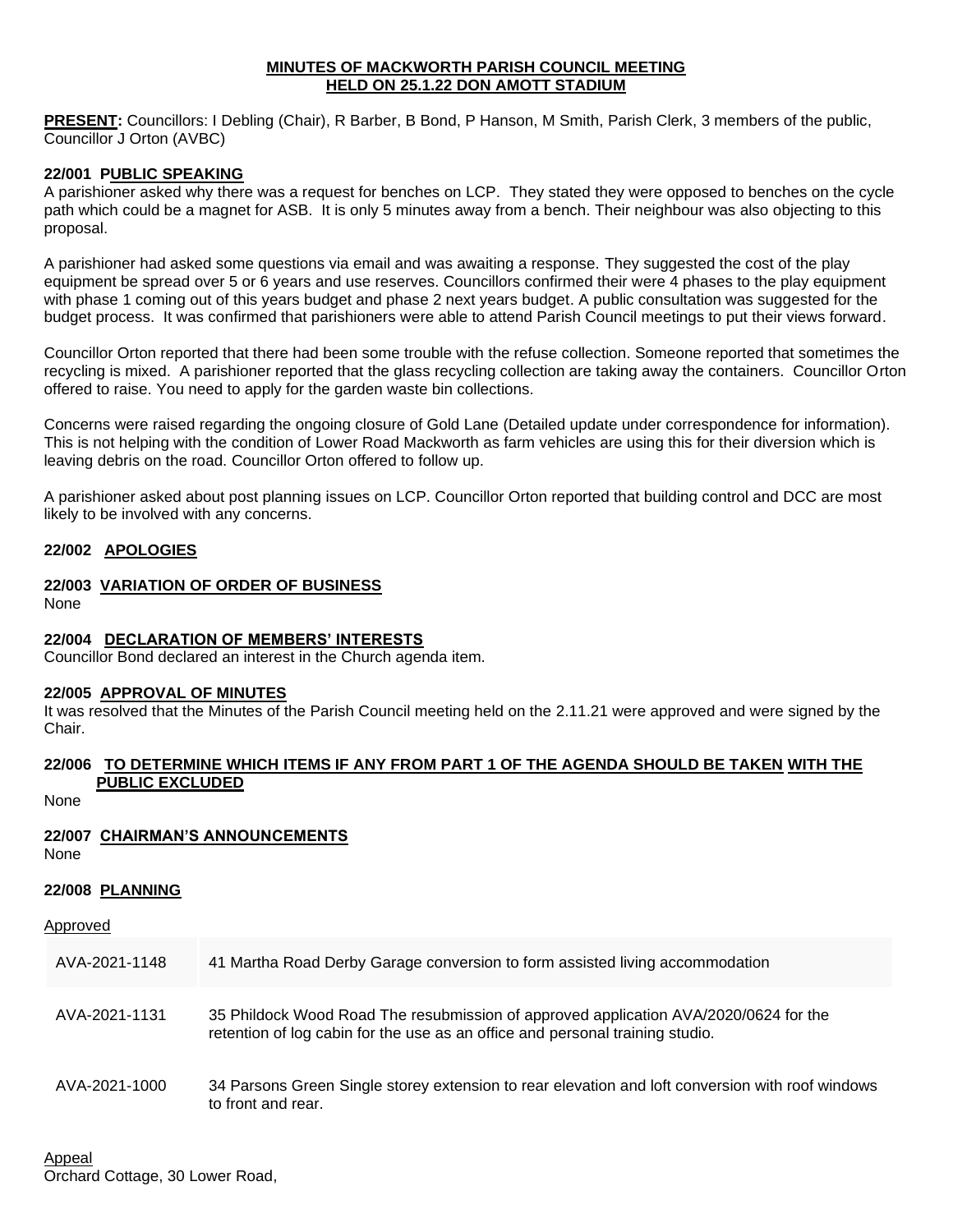**MINUTES OF MACKWORTH PARISH COUNCIL MEETING**
**HELD ON 25.1.22 DON AMOTT STADIUM**

**PRESENT:** Councillors: I Debling (Chair), R Barber, B Bond, P Hanson, M Smith, Parish Clerk, 3 members of the public, Councillor J Orton (AVBC)

**22/001 PUBLIC SPEAKING**

A parishioner asked why there was a request for benches on LCP. They stated they were opposed to benches on the cycle path which could be a magnet for ASB. It is only 5 minutes away from a bench. Their neighbour was also objecting to this proposal.

A parishioner had asked some questions via email and was awaiting a response. They suggested the cost of the play equipment be spread over 5 or 6 years and use reserves. Councillors confirmed their were 4 phases to the play equipment with phase 1 coming out of this years budget and phase 2 next years budget. A public consultation was suggested for the budget process. It was confirmed that parishioners were able to attend Parish Council meetings to put their views forward.

Councillor Orton reported that there had been some trouble with the refuse collection. Someone reported that sometimes the recycling is mixed. A parishioner reported that the glass recycling collection are taking away the containers. Councillor Orton offered to raise. You need to apply for the garden waste bin collections.

Concerns were raised regarding the ongoing closure of Gold Lane (Detailed update under correspondence for information). This is not helping with the condition of Lower Road Mackworth as farm vehicles are using this for their diversion which is leaving debris on the road. Councillor Orton offered to follow up.

A parishioner asked about post planning issues on LCP. Councillor Orton reported that building control and DCC are most likely to be involved with any concerns.

**22/002 APOLOGIES**

**22/003 VARIATION OF ORDER OF BUSINESS**

None

**22/004 DECLARATION OF MEMBERS' INTERESTS**

Councillor Bond declared an interest in the Church agenda item.

**22/005 APPROVAL OF MINUTES**

It was resolved that the Minutes of the Parish Council meeting held on the 2.11.21 were approved and were signed by the Chair.

**22/006 TO DETERMINE WHICH ITEMS IF ANY FROM PART 1 OF THE AGENDA SHOULD BE TAKEN WITH THE PUBLIC EXCLUDED**

None

**22/007 CHAIRMAN'S ANNOUNCEMENTS**

None

**22/008 PLANNING**

Approved

| | |
|---|---|
| AVA-2021-1148 | 41 Martha Road Derby Garage conversion to form assisted living accommodation |
| AVA-2021-1131 | 35 Phildock Wood Road The resubmission of approved application AVA/2020/0624 for the retention of log cabin for the use as an office and personal training studio. |
| AVA-2021-1000 | 34 Parsons Green Single storey extension to rear elevation and loft conversion with roof windows to front and rear. |

Appeal

Orchard Cottage, 30 Lower Road,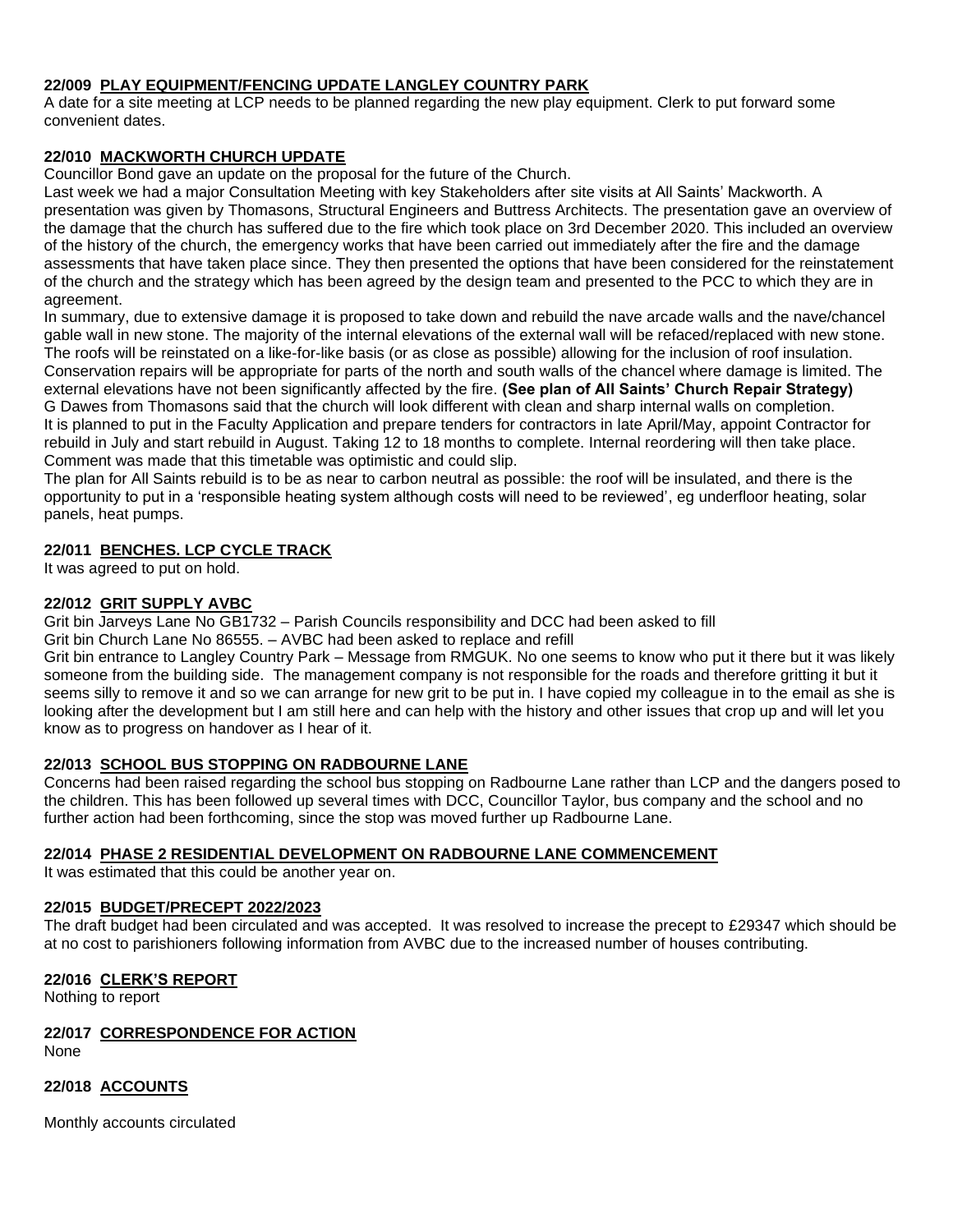**22/009 PLAY EQUIPMENT/FENCING UPDATE LANGLEY COUNTRY PARK**

A date for a site meeting at LCP needs to be planned regarding the new play equipment. Clerk to put forward some convenient dates.

**22/010 MACKWORTH CHURCH UPDATE**

Councillor Bond gave an update on the proposal for the future of the Church.

Last week we had a major Consultation Meeting with key Stakeholders after site visits at All Saints' Mackworth. A presentation was given by Thomasons, Structural Engineers and Buttress Architects. The presentation gave an overview of the damage that the church has suffered due to the fire which took place on 3rd December 2020. This included an overview of the history of the church, the emergency works that have been carried out immediately after the fire and the damage assessments that have taken place since. They then presented the options that have been considered for the reinstatement of the church and the strategy which has been agreed by the design team and presented to the PCC to which they are in agreement.

In summary, due to extensive damage it is proposed to take down and rebuild the nave arcade walls and the nave/chancel gable wall in new stone. The majority of the internal elevations of the external wall will be refaced/replaced with new stone. The roofs will be reinstated on a like-for-like basis (or as close as possible) allowing for the inclusion of roof insulation. Conservation repairs will be appropriate for parts of the north and south walls of the chancel where damage is limited. The external elevations have not been significantly affected by the fire. **(See plan of All Saints' Church Repair Strategy)**

G Dawes from Thomasons said that the church will look different with clean and sharp internal walls on completion.

It is planned to put in the Faculty Application and prepare tenders for contractors in late April/May, appoint Contractor for rebuild in July and start rebuild in August. Taking 12 to 18 months to complete. Internal reordering will then take place.

Comment was made that this timetable was optimistic and could slip.

The plan for All Saints rebuild is to be as near to carbon neutral as possible: the roof will be insulated, and there is the opportunity to put in a 'responsible heating system although costs will need to be reviewed', eg underfloor heating, solar panels, heat pumps.

**22/011 BENCHES. LCP CYCLE TRACK**

It was agreed to put on hold.

**22/012 GRIT SUPPLY AVBC**

Grit bin Jarveys Lane No GB1732 – Parish Councils responsibility and DCC had been asked to fill

Grit bin Church Lane No 86555. – AVBC had been asked to replace and refill

Grit bin entrance to Langley Country Park – Message from RMGUK. No one seems to know who put it there but it was likely someone from the building side. The management company is not responsible for the roads and therefore gritting it but it seems silly to remove it and so we can arrange for new grit to be put in. I have copied my colleague in to the email as she is looking after the development but I am still here and can help with the history and other issues that crop up and will let you know as to progress on handover as I hear of it.

**22/013 SCHOOL BUS STOPPING ON RADBOURNE LANE**

Concerns had been raised regarding the school bus stopping on Radbourne Lane rather than LCP and the dangers posed to the children. This has been followed up several times with DCC, Councillor Taylor, bus company and the school and no further action had been forthcoming, since the stop was moved further up Radbourne Lane.

**22/014 PHASE 2 RESIDENTIAL DEVELOPMENT ON RADBOURNE LANE COMMENCEMENT**

It was estimated that this could be another year on.

**22/015 BUDGET/PRECEPT 2022/2023**

The draft budget had been circulated and was accepted. It was resolved to increase the precept to £29347 which should be at no cost to parishioners following information from AVBC due to the increased number of houses contributing.

**22/016 CLERK'S REPORT**

Nothing to report

**22/017 CORRESPONDENCE FOR ACTION**

None

**22/018 ACCOUNTS**

Monthly accounts circulated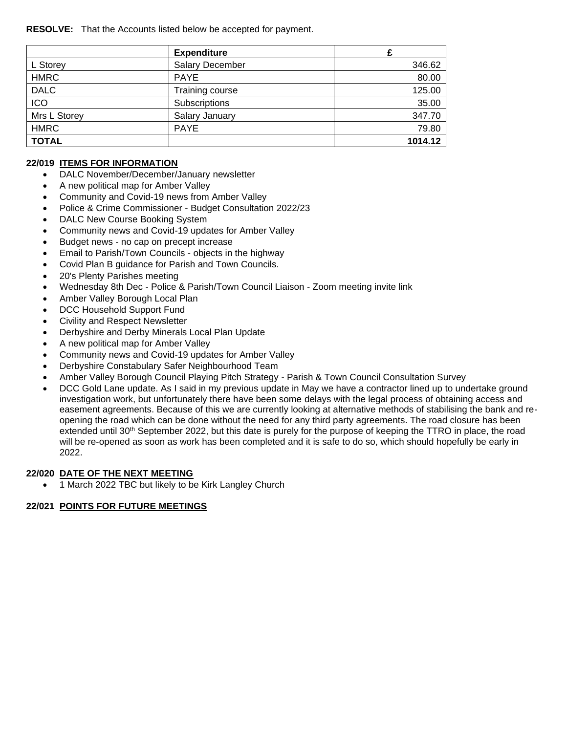**RESOLVE:** That the Accounts listed below be accepted for payment.

| | Expenditure | £ |
|---|---|---|
| L Storey | Salary December | 346.62 |
| HMRC | PAYE | 80.00 |
| DALC | Training course | 125.00 |
| ICO | Subscriptions | 35.00 |
| Mrs L Storey | Salary January | 347.70 |
| HMRC | PAYE | 79.80 |
| **TOTAL** | | **1014.12** |

**22/019 ITEMS FOR INFORMATION**

- DALC November/December/January newsletter
- A new political map for Amber Valley
- Community and Covid-19 news from Amber Valley
- Police & Crime Commissioner - Budget Consultation 2022/23
- DALC New Course Booking System
- Community news and Covid-19 updates for Amber Valley
- Budget news - no cap on precept increase
- Email to Parish/Town Councils - objects in the highway
- Covid Plan B guidance for Parish and Town Councils.
- 20's Plenty Parishes meeting
- Wednesday 8th Dec - Police & Parish/Town Council Liaison - Zoom meeting invite link
- Amber Valley Borough Local Plan
- DCC Household Support Fund
- Civility and Respect Newsletter
- Derbyshire and Derby Minerals Local Plan Update
- A new political map for Amber Valley
- Community news and Covid-19 updates for Amber Valley
- Derbyshire Constabulary Safer Neighbourhood Team
- Amber Valley Borough Council Playing Pitch Strategy - Parish & Town Council Consultation Survey
- DCC Gold Lane update. As I said in my previous update in May we have a contractor lined up to undertake ground investigation work, but unfortunately there have been some delays with the legal process of obtaining access and easement agreements. Because of this we are currently looking at alternative methods of stabilising the bank and re-opening the road which can be done without the need for any third party agreements. The road closure has been extended until 30th September 2022, but this date is purely for the purpose of keeping the TTRO in place, the road will be re-opened as soon as work has been completed and it is safe to do so, which should hopefully be early in 2022.

**22/020 DATE OF THE NEXT MEETING**

- 1 March 2022 TBC but likely to be Kirk Langley Church

**22/021 POINTS FOR FUTURE MEETINGS**